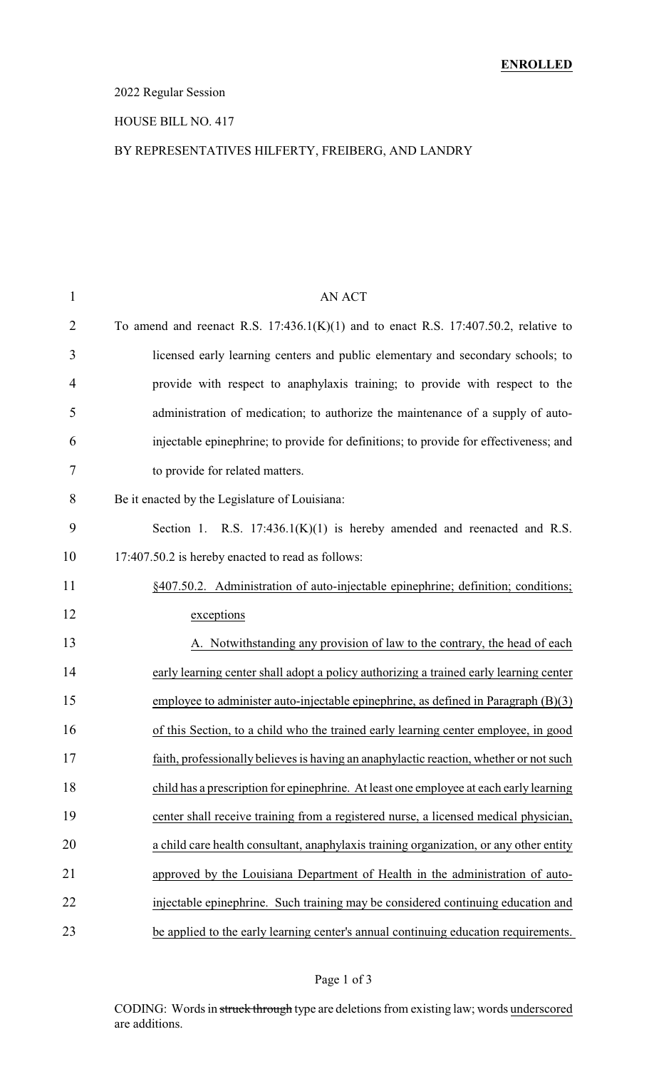**ENROLLED**

2022 Regular Session

HOUSE BILL NO. 417

BY REPRESENTATIVES HILFERTY, FREIBERG, AND LANDRY

AN ACT

To amend and reenact R.S. 17:436.1(K)(1) and to enact R.S. 17:407.50.2, relative to licensed early learning centers and public elementary and secondary schools; to provide with respect to anaphylaxis training; to provide with respect to the administration of medication; to authorize the maintenance of a supply of auto-injectable epinephrine; to provide for definitions; to provide for effectiveness; and to provide for related matters.

Be it enacted by the Legislature of Louisiana:

Section 1. R.S. 17:436.1(K)(1) is hereby amended and reenacted and R.S. 17:407.50.2 is hereby enacted to read as follows:

§407.50.2. Administration of auto-injectable epinephrine; definition; conditions; exceptions

A. Notwithstanding any provision of law to the contrary, the head of each early learning center shall adopt a policy authorizing a trained early learning center employee to administer auto-injectable epinephrine, as defined in Paragraph (B)(3) of this Section, to a child who the trained early learning center employee, in good faith, professionally believes is having an anaphylactic reaction, whether or not such child has a prescription for epinephrine. At least one employee at each early learning center shall receive training from a registered nurse, a licensed medical physician, a child care health consultant, anaphylaxis training organization, or any other entity approved by the Louisiana Department of Health in the administration of auto-injectable epinephrine. Such training may be considered continuing education and be applied to the early learning center's annual continuing education requirements.

CODING: Words in ~~struck through~~ type are deletions from existing law; words underscored are additions.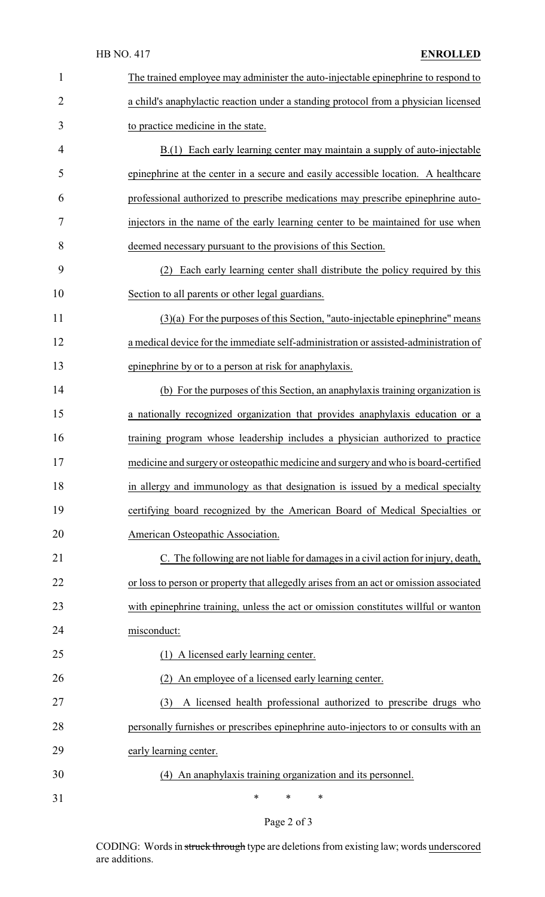The trained employee may administer the auto-injectable epinephrine to respond to a child's anaphylactic reaction under a standing protocol from a physician licensed to practice medicine in the state.

B.(1) Each early learning center may maintain a supply of auto-injectable epinephrine at the center in a secure and easily accessible location. A healthcare professional authorized to prescribe medications may prescribe epinephrine auto-injectors in the name of the early learning center to be maintained for use when deemed necessary pursuant to the provisions of this Section.

(2) Each early learning center shall distribute the policy required by this Section to all parents or other legal guardians.

(3)(a) For the purposes of this Section, "auto-injectable epinephrine" means a medical device for the immediate self-administration or assisted-administration of epinephrine by or to a person at risk for anaphylaxis.

(b) For the purposes of this Section, an anaphylaxis training organization is a nationally recognized organization that provides anaphylaxis education or a training program whose leadership includes a physician authorized to practice medicine and surgery or osteopathic medicine and surgery and who is board-certified in allergy and immunology as that designation is issued by a medical specialty certifying board recognized by the American Board of Medical Specialties or American Osteopathic Association.

C. The following are not liable for damages in a civil action for injury, death, or loss to person or property that allegedly arises from an act or omission associated with epinephrine training, unless the act or omission constitutes willful or wanton misconduct:

(1) A licensed early learning center.

(2) An employee of a licensed early learning center.

(3) A licensed health professional authorized to prescribe drugs who personally furnishes or prescribes epinephrine auto-injectors to or consults with an early learning center.

(4) An anaphylaxis training organization and its personnel.

\* \* \*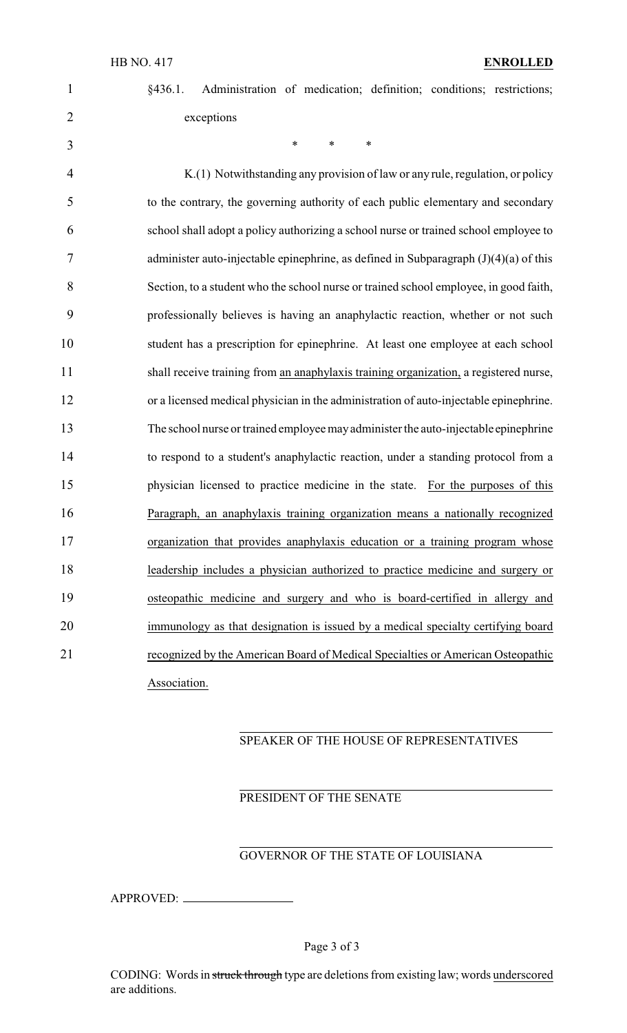§436.1. Administration of medication; definition; conditions; restrictions; exceptions

\* \* \*

K.(1) Notwithstanding any provision of law or any rule, regulation, or policy to the contrary, the governing authority of each public elementary and secondary school shall adopt a policy authorizing a school nurse or trained school employee to administer auto-injectable epinephrine, as defined in Subparagraph (J)(4)(a) of this Section, to a student who the school nurse or trained school employee, in good faith, professionally believes is having an anaphylactic reaction, whether or not such student has a prescription for epinephrine. At least one employee at each school shall receive training from an anaphylaxis training organization, a registered nurse, or a licensed medical physician in the administration of auto-injectable epinephrine. The school nurse or trained employee may administer the auto-injectable epinephrine to respond to a student's anaphylactic reaction, under a standing protocol from a physician licensed to practice medicine in the state. For the purposes of this Paragraph, an anaphylaxis training organization means a nationally recognized organization that provides anaphylaxis education or a training program whose leadership includes a physician authorized to practice medicine and surgery or osteopathic medicine and surgery and who is board-certified in allergy and immunology as that designation is issued by a medical specialty certifying board recognized by the American Board of Medical Specialties or American Osteopathic Association.

SPEAKER OF THE HOUSE OF REPRESENTATIVES

PRESIDENT OF THE SENATE

GOVERNOR OF THE STATE OF LOUISIANA

APPROVED: \_\_\_\_\_\_\_\_\_\_\_\_\_\_\_\_\_\_

CODING: Words in ~~struck through~~ type are deletions from existing law; words underscored are additions.